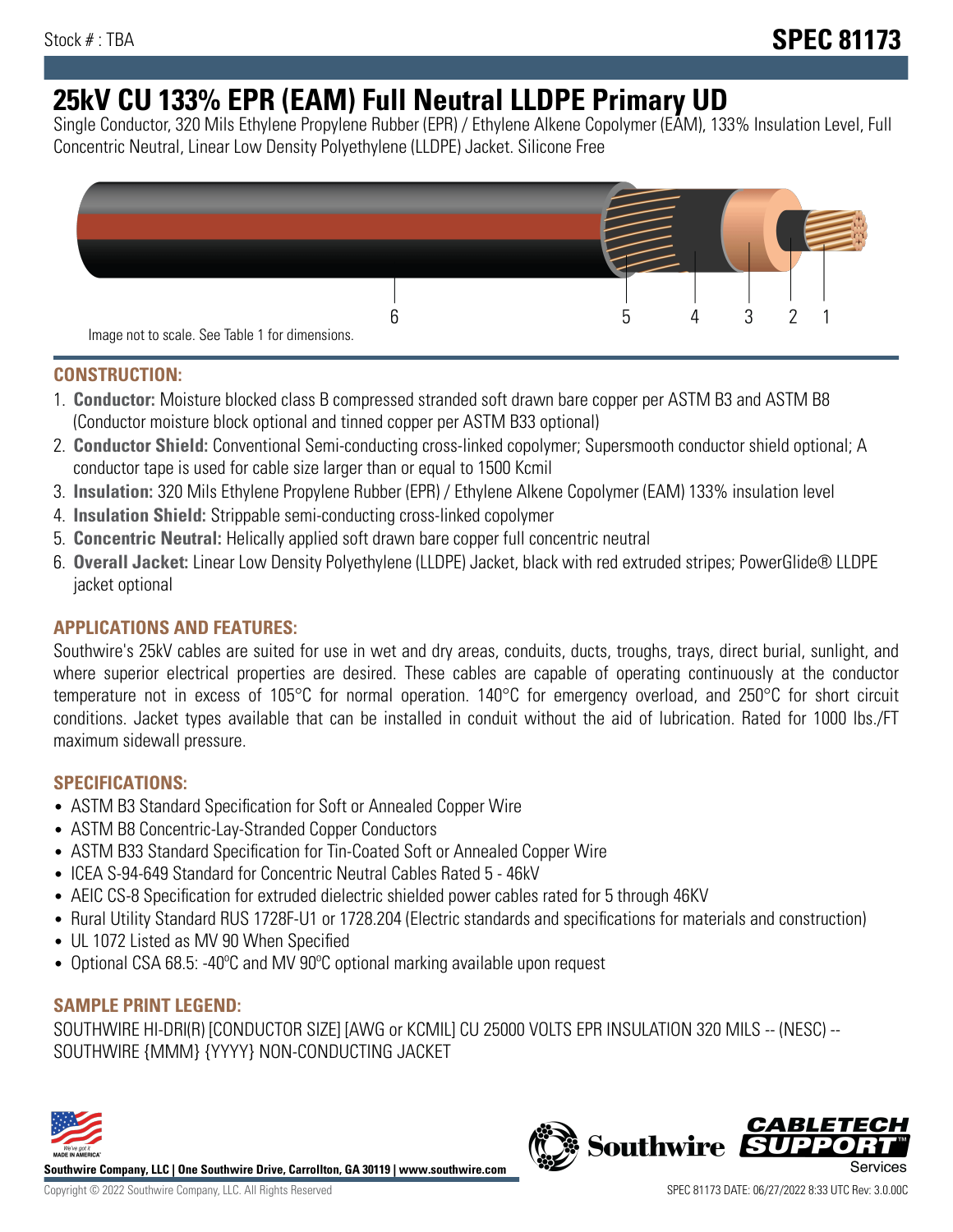Stock # : TBA

# SPEC 81173

## 25kV CU 133% EPR (EAM) Full Neutral LLDPE Primary UD

Single Conductor, 320 Mils Ethylene Propylene Rubber (EPR) / Ethylene Alkene Copolymer (EAM), 133% Insulation Level, Full Concentric Neutral, Linear Low Density Polyethylene (LLDPE) Jacket. Silicone Free

6 5 4 3 2 1

Image not to scale. See Table 1 for dimensions.

### CONSTRUCTION:

1. **Conductor:** Moisture blocked class B compressed stranded soft drawn bare copper per ASTM B3 and ASTM B8 (Conductor moisture block optional and tinned copper per ASTM B33 optional)
2. **Conductor Shield:** Conventional Semi-conducting cross-linked copolymer; Supersmooth conductor shield optional; A conductor tape is used for cable size larger than or equal to 1500 Kcmil
3. **Insulation:** 320 Mils Ethylene Propylene Rubber (EPR) / Ethylene Alkene Copolymer (EAM) 133% insulation level
4. **Insulation Shield:** Strippable semi-conducting cross-linked copolymer
5. **Concentric Neutral:** Helically applied soft drawn bare copper full concentric neutral
6. **Overall Jacket:** Linear Low Density Polyethylene (LLDPE) Jacket, black with red extruded stripes; PowerGlide® LLDPE jacket optional

### APPLICATIONS AND FEATURES:

Southwire's 25kV cables are suited for use in wet and dry areas, conduits, ducts, troughs, trays, direct burial, sunlight, and where superior electrical properties are desired. These cables are capable of operating continuously at the conductor temperature not in excess of 105°C for normal operation. 140°C for emergency overload, and 250°C for short circuit conditions. Jacket types available that can be installed in conduit without the aid of lubrication. Rated for 1000 lbs./FT maximum sidewall pressure.

### SPECIFICATIONS:

- ASTM B3 Standard Specification for Soft or Annealed Copper Wire
- ASTM B8 Concentric-Lay-Stranded Copper Conductors
- ASTM B33 Standard Specification for Tin-Coated Soft or Annealed Copper Wire
- ICEA S-94-649 Standard for Concentric Neutral Cables Rated 5 - 46kV
- AEIC CS-8 Specification for extruded dielectric shielded power cables rated for 5 through 46KV
- Rural Utility Standard RUS 1728F-U1 or 1728.204 (Electric standards and specifications for materials and construction)
- UL 1072 Listed as MV 90 When Specified
- Optional CSA 68.5: -40ºC and MV 90ºC optional marking available upon request

### SAMPLE PRINT LEGEND:

SOUTHWIRE HI-DRI(R) [CONDUCTOR SIZE] [AWG or KCMIL] CU 25000 VOLTS EPR INSULATION 320 MILS -- (NESC) -- SOUTHWIRE {MMM} {YYYY} NON-CONDUCTING JACKET

**Southwire Company, LLC | One Southwire Drive, Carrollton, GA 30119 | www.southwire.com**

Copyright © 2022 Southwire Company, LLC. All Rights Reserved

SPEC 81173 DATE: 06/27/2022 8:33 UTC Rev: 3.0.00C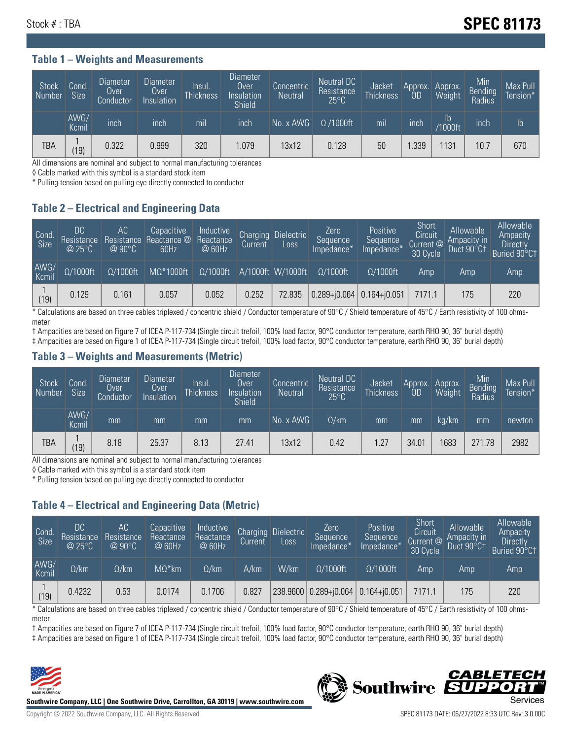Stock # : TBA

# SPEC 81173

## Table 1 – Weights and Measurements

| Stock Number | Cond. Size | Diameter Over Conductor | Diameter Over Insulation | Insul. Thickness | Diameter Over Insulation Shield | Concentric Neutral | Neutral DC Resistance 25°C | Jacket Thickness | Approx. OD | Approx. Weight | Min Bending Radius | Max Pull Tension* |
|---|---|---|---|---|---|---|---|---|---|---|---|---|
| | AWG/ Kcmil | inch | inch | mil | inch | No. x AWG | Ω /1000ft | mil | inch | lb /1000ft | inch | lb |
| TBA | 1 (19) | 0.322 | 0.999 | 320 | 1.079 | 13x12 | 0.128 | 50 | 1.339 | 1131 | 10.7 | 670 |

All dimensions are nominal and subject to normal manufacturing tolerances

◊ Cable marked with this symbol is a standard stock item

* Pulling tension based on pulling eye directly connected to conductor

## Table 2 – Electrical and Engineering Data

| Cond. Size | DC Resistance @ 25°C | AC Resistance @ 90°C | Capacitive Reactance @ 60Hz | Inductive Reactance @ 60Hz | Charging Current | Dielectric Loss | Zero Sequence Impedance* | Positive Sequence Impedance* | Short Circuit Current @ 30 Cycle | Allowable Ampacity in Duct 90°C† | Allowable Ampacity Directly Buried 90°C‡ |
|---|---|---|---|---|---|---|---|---|---|---|---|
| AWG/ Kcmil | Ω/1000ft | Ω/1000ft | MΩ*1000ft | Ω/1000ft | A/1000ft | W/1000ft | Ω/1000ft | Ω/1000ft | Amp | Amp | Amp |
| 1 (19) | 0.129 | 0.161 | 0.057 | 0.052 | 0.252 | 72.835 | 0.289+j0.064 | 0.164+j0.051 | 7171.1 | 175 | 220 |

* Calculations are based on three cables triplexed / concentric shield / Conductor temperature of 90°C / Shield temperature of 45°C / Earth resistivity of 100 ohms-meter

† Ampacities are based on Figure 7 of ICEA P-117-734 (Single circuit trefoil, 100% load factor, 90°C conductor temperature, earth RHO 90, 36" burial depth)

‡ Ampacities are based on Figure 1 of ICEA P-117-734 (Single circuit trefoil, 100% load factor, 90°C conductor temperature, earth RHO 90, 36" burial depth)

## Table 3 – Weights and Measurements (Metric)

| Stock Number | Cond. Size | Diameter Over Conductor | Diameter Over Insulation | Insul. Thickness | Diameter Over Insulation Shield | Concentric Neutral | Neutral DC Resistance 25°C | Jacket Thickness | Approx. OD | Approx. Weight | Min Bending Radius | Max Pull Tension* |
|---|---|---|---|---|---|---|---|---|---|---|---|---|
| | AWG/ Kcmil | mm | mm | mm | mm | No. x AWG | Ω/km | mm | mm | kg/km | mm | newton |
| TBA | 1 (19) | 8.18 | 25.37 | 8.13 | 27.41 | 13x12 | 0.42 | 1.27 | 34.01 | 1683 | 271.78 | 2982 |

All dimensions are nominal and subject to normal manufacturing tolerances

◊ Cable marked with this symbol is a standard stock item

* Pulling tension based on pulling eye directly connected to conductor

## Table 4 – Electrical and Engineering Data (Metric)

| Cond. Size | DC Resistance @ 25°C | AC Resistance @ 90°C | Capacitive Reactance @ 60Hz | Inductive Reactance @ 60Hz | Charging Current | Dielectric Loss | Zero Sequence Impedance* | Positive Sequence Impedance* | Short Circuit Current @ 30 Cycle | Allowable Ampacity in Duct 90°C† | Allowable Ampacity Directly Buried 90°C‡ |
|---|---|---|---|---|---|---|---|---|---|---|---|
| AWG/ Kcmil | Ω/km | Ω/km | MΩ*km | Ω/km | A/km | W/km | Ω/1000ft | Ω/1000ft | Amp | Amp | Amp |
| 1 (19) | 0.4232 | 0.53 | 0.0174 | 0.1706 | 0.827 | 238.9600 | 0.289+j0.064 | 0.164+j0.051 | 7171.1 | 175 | 220 |

* Calculations are based on three cables triplexed / concentric shield / Conductor temperature of 90°C / Shield temperature of 45°C / Earth resistivity of 100 ohms-meter

† Ampacities are based on Figure 7 of ICEA P-117-734 (Single circuit trefoil, 100% load factor, 90°C conductor temperature, earth RHO 90, 36" burial depth)

‡ Ampacities are based on Figure 1 of ICEA P-117-734 (Single circuit trefoil, 100% load factor, 90°C conductor temperature, earth RHO 90, 36" burial depth)

Southwire Company, LLC | One Southwire Drive, Carrollton, GA 30119 | www.southwire.com

Copyright © 2022 Southwire Company, LLC. All Rights Reserved

SPEC 81173 DATE: 06/27/2022 8:33 UTC Rev: 3.0.00C